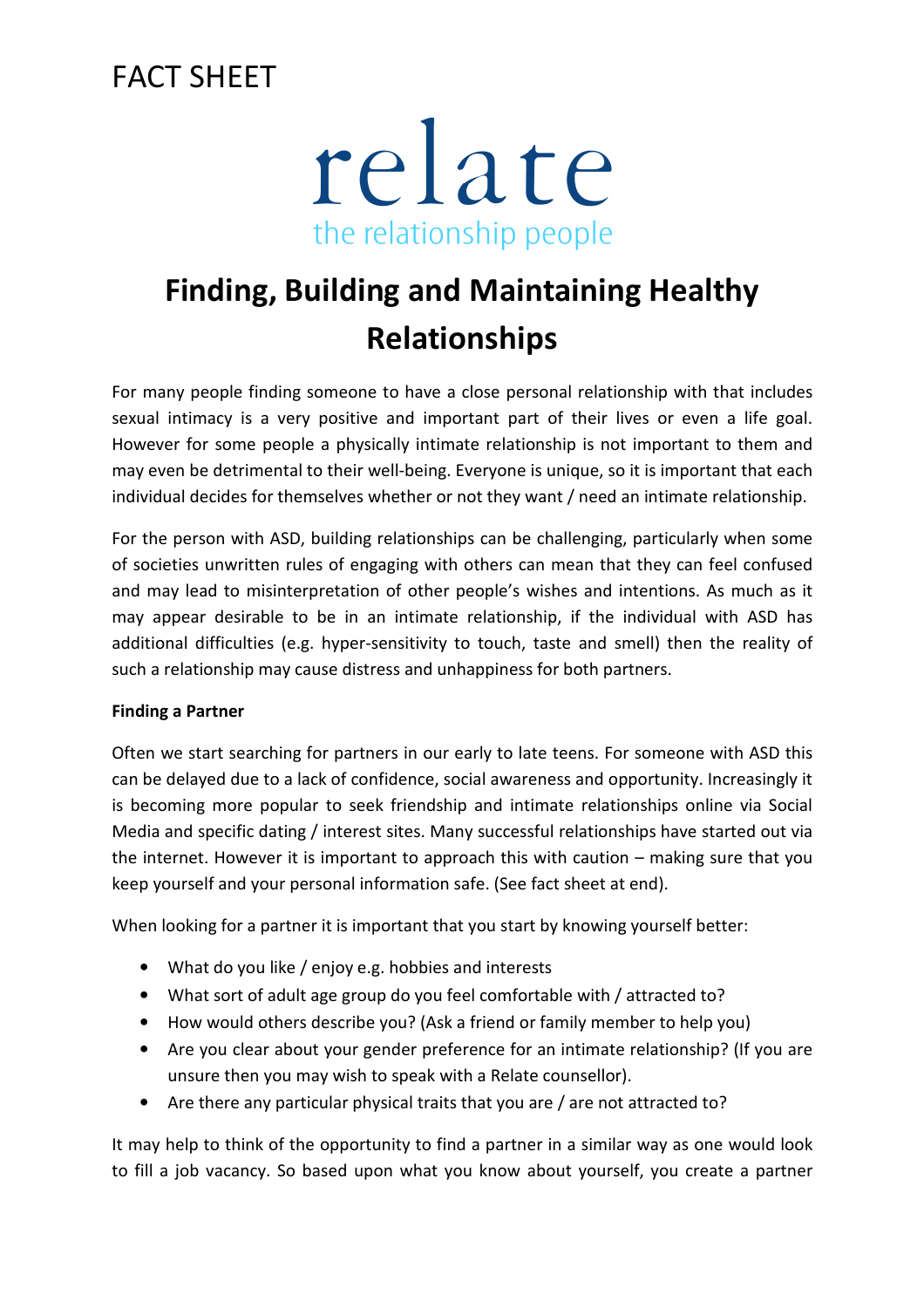FACT SHEET

relate
the relationship people

# Finding, Building and Maintaining Healthy Relationships

For many people finding someone to have a close personal relationship with that includes sexual intimacy is a very positive and important part of their lives or even a life goal. However for some people a physically intimate relationship is not important to them and may even be detrimental to their well-being. Everyone is unique, so it is important that each individual decides for themselves whether or not they want / need an intimate relationship.

For the person with ASD, building relationships can be challenging, particularly when some of societies unwritten rules of engaging with others can mean that they can feel confused and may lead to misinterpretation of other people's wishes and intentions. As much as it may appear desirable to be in an intimate relationship, if the individual with ASD has additional difficulties (e.g. hyper-sensitivity to touch, taste and smell) then the reality of such a relationship may cause distress and unhappiness for both partners.

**Finding a Partner**

Often we start searching for partners in our early to late teens. For someone with ASD this can be delayed due to a lack of confidence, social awareness and opportunity. Increasingly it is becoming more popular to seek friendship and intimate relationships online via Social Media and specific dating / interest sites. Many successful relationships have started out via the internet. However it is important to approach this with caution – making sure that you keep yourself and your personal information safe. (See fact sheet at end).

When looking for a partner it is important that you start by knowing yourself better:

- What do you like / enjoy e.g. hobbies and interests
- What sort of adult age group do you feel comfortable with / attracted to?
- How would others describe you? (Ask a friend or family member to help you)
- Are you clear about your gender preference for an intimate relationship? (If you are unsure then you may wish to speak with a Relate counsellor).
- Are there any particular physical traits that you are / are not attracted to?

It may help to think of the opportunity to find a partner in a similar way as one would look to fill a job vacancy. So based upon what you know about yourself, you create a partner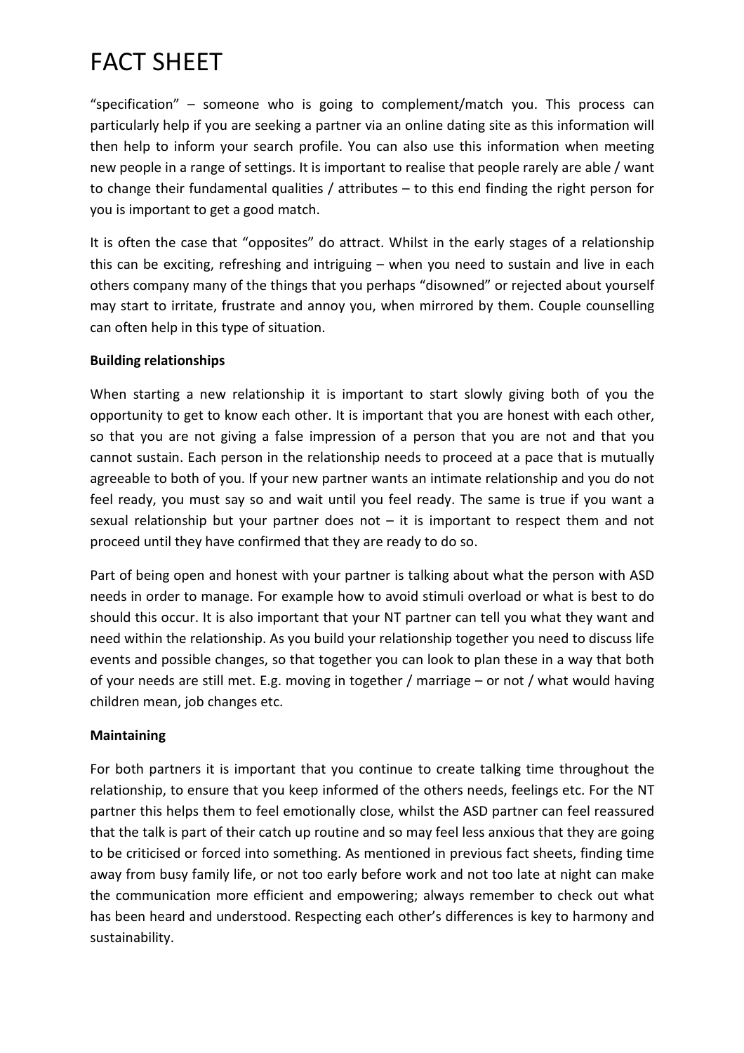# FACT SHEET

"specification" – someone who is going to complement/match you. This process can particularly help if you are seeking a partner via an online dating site as this information will then help to inform your search profile. You can also use this information when meeting new people in a range of settings. It is important to realise that people rarely are able / want to change their fundamental qualities / attributes – to this end finding the right person for you is important to get a good match.

It is often the case that "opposites" do attract. Whilst in the early stages of a relationship this can be exciting, refreshing and intriguing – when you need to sustain and live in each others company many of the things that you perhaps "disowned" or rejected about yourself may start to irritate, frustrate and annoy you, when mirrored by them. Couple counselling can often help in this type of situation.

**Building relationships**

When starting a new relationship it is important to start slowly giving both of you the opportunity to get to know each other. It is important that you are honest with each other, so that you are not giving a false impression of a person that you are not and that you cannot sustain. Each person in the relationship needs to proceed at a pace that is mutually agreeable to both of you. If your new partner wants an intimate relationship and you do not feel ready, you must say so and wait until you feel ready. The same is true if you want a sexual relationship but your partner does not – it is important to respect them and not proceed until they have confirmed that they are ready to do so.

Part of being open and honest with your partner is talking about what the person with ASD needs in order to manage. For example how to avoid stimuli overload or what is best to do should this occur. It is also important that your NT partner can tell you what they want and need within the relationship. As you build your relationship together you need to discuss life events and possible changes, so that together you can look to plan these in a way that both of your needs are still met. E.g. moving in together / marriage – or not / what would having children mean, job changes etc.

**Maintaining**

For both partners it is important that you continue to create talking time throughout the relationship, to ensure that you keep informed of the others needs, feelings etc. For the NT partner this helps them to feel emotionally close, whilst the ASD partner can feel reassured that the talk is part of their catch up routine and so may feel less anxious that they are going to be criticised or forced into something. As mentioned in previous fact sheets, finding time away from busy family life, or not too early before work and not too late at night can make the communication more efficient and empowering; always remember to check out what has been heard and understood. Respecting each other's differences is key to harmony and sustainability.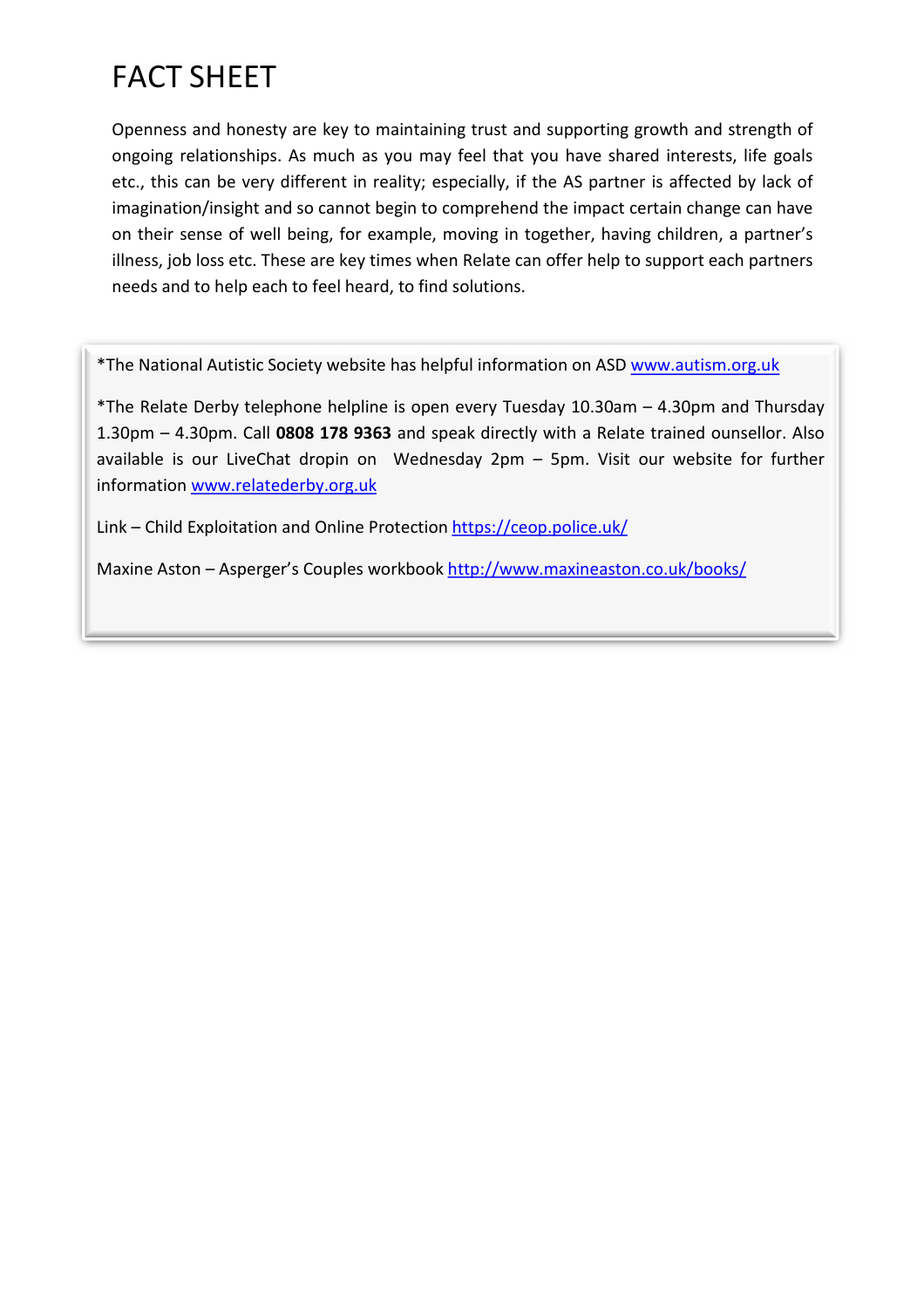# FACT SHEET

Openness and honesty are key to maintaining trust and supporting growth and strength of ongoing relationships. As much as you may feel that you have shared interests, life goals etc., this can be very different in reality; especially, if the AS partner is affected by lack of imagination/insight and so cannot begin to comprehend the impact certain change can have on their sense of well being, for example, moving in together, having children, a partner's illness, job loss etc. These are key times when Relate can offer help to support each partners needs and to help each to feel heard, to find solutions.

*The National Autistic Society website has helpful information on ASD www.autism.org.uk

*The Relate Derby telephone helpline is open every Tuesday 10.30am – 4.30pm and Thursday 1.30pm – 4.30pm. Call **0808 178 9363** and speak directly with a Relate trained ounsellor. Also available is our LiveChat dropin on Wednesday 2pm – 5pm. Visit our website for further information www.relatederby.org.uk

Link – Child Exploitation and Online Protection https://ceop.police.uk/

Maxine Aston – Asperger's Couples workbook http://www.maxineaston.co.uk/books/